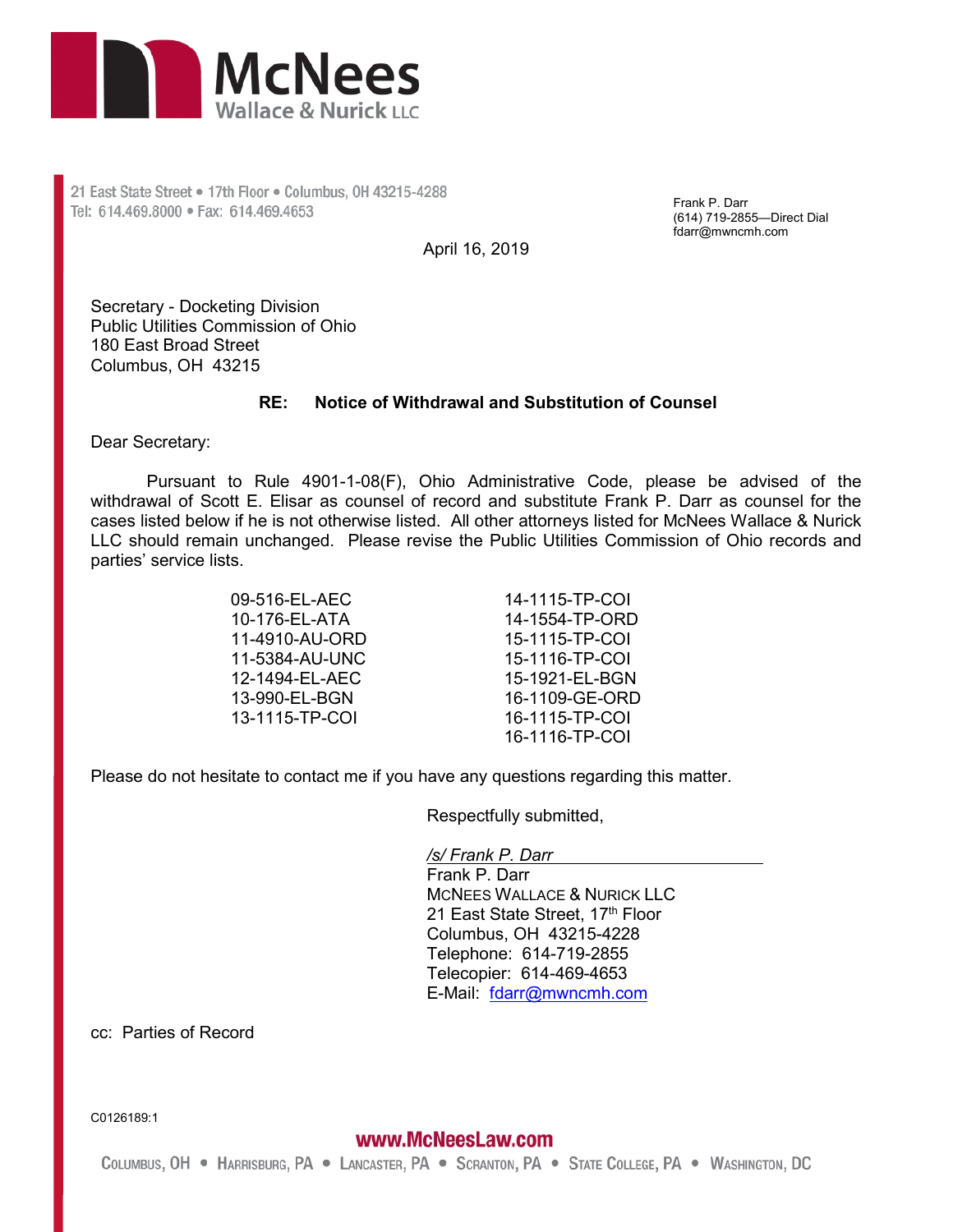McNees Wallace & Nurick LLC

21 East State Street • 17th Floor • Columbus, OH 43215-4288
Tel: 614.469.8000 • Fax: 614.469.4653

Frank P. Darr
(614) 719-2855—Direct Dial
fdarr@mwncmh.com

April 16, 2019

Secretary - Docketing Division
Public Utilities Commission of Ohio
180 East Broad Street
Columbus, OH 43215

**RE: Notice of Withdrawal and Substitution of Counsel**

Dear Secretary:

Pursuant to Rule 4901-1-08(F), Ohio Administrative Code, please be advised of the withdrawal of Scott E. Elisar as counsel of record and substitute Frank P. Darr as counsel for the cases listed below if he is not otherwise listed. All other attorneys listed for McNees Wallace & Nurick LLC should remain unchanged. Please revise the Public Utilities Commission of Ohio records and parties' service lists.

09-516-EL-AEC
10-176-EL-ATA
11-4910-AU-ORD
11-5384-AU-UNC
12-1494-EL-AEC
13-990-EL-BGN
13-1115-TP-COI
14-1115-TP-COI
14-1554-TP-ORD
15-1115-TP-COI
15-1116-TP-COI
15-1921-EL-BGN
16-1109-GE-ORD
16-1115-TP-COI
16-1116-TP-COI

Please do not hesitate to contact me if you have any questions regarding this matter.

Respectfully submitted,

*/s/ Frank P. Darr*
Frank P. Darr
McNees Wallace & Nurick LLC
21 East State Street, 17th Floor
Columbus, OH 43215-4228
Telephone: 614-719-2855
Telecopier: 614-469-4653
E-Mail: fdarr@mwncmh.com

cc: Parties of Record

C0126189:1

www.McNeesLaw.com

Columbus, OH • Harrisburg, PA • Lancaster, PA • Scranton, PA • State College, PA • Washington, DC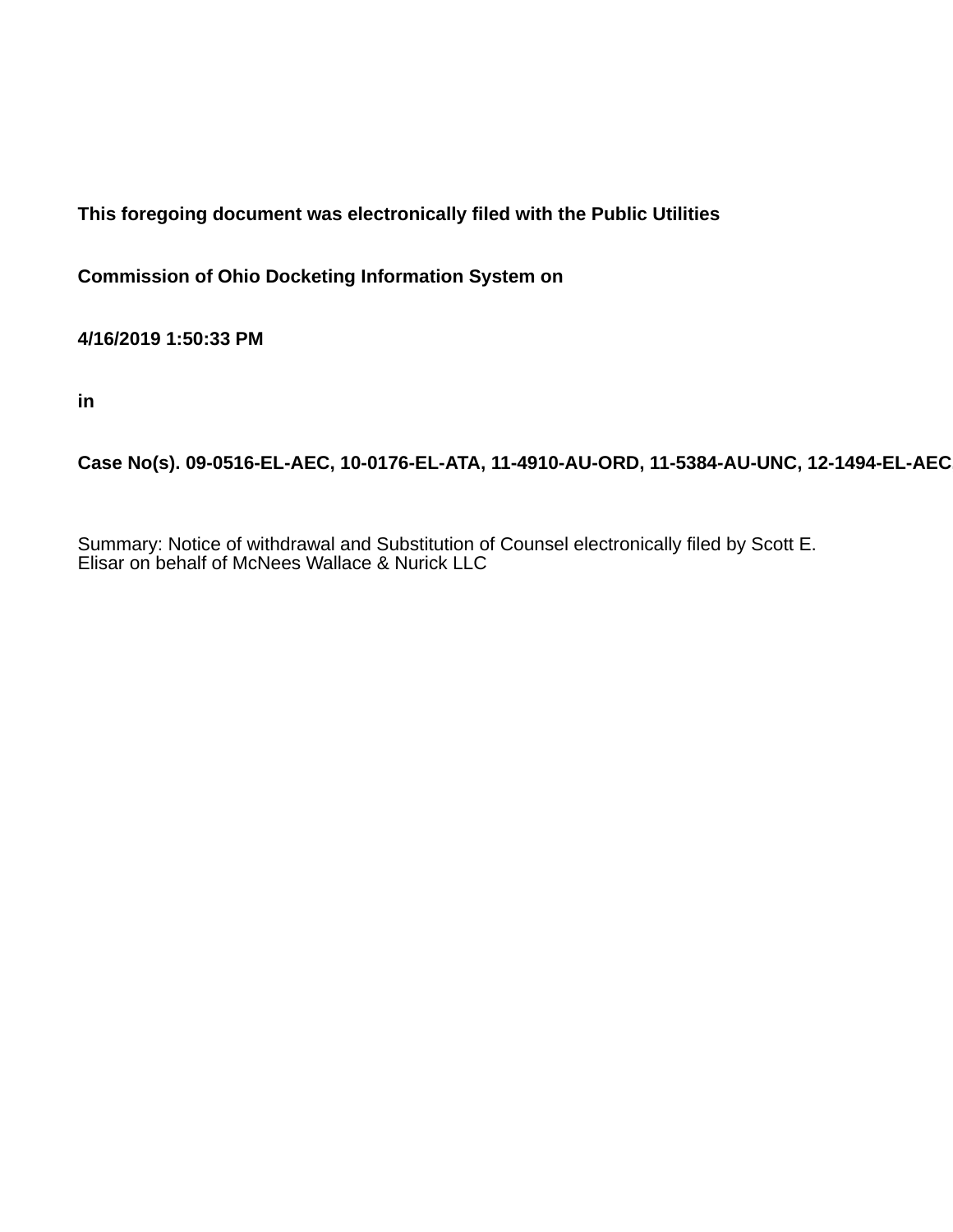**This foregoing document was electronically filed with the Public Utilities**

**Commission of Ohio Docketing Information System on**

**4/16/2019 1:50:33 PM**

**in**

**Case No(s). 09-0516-EL-AEC, 10-0176-EL-ATA, 11-4910-AU-ORD, 11-5384-AU-UNC, 12-1494-EL-AEC**

Summary: Notice of withdrawal and Substitution of Counsel electronically filed by Scott E. Elisar on behalf of McNees Wallace & Nurick LLC